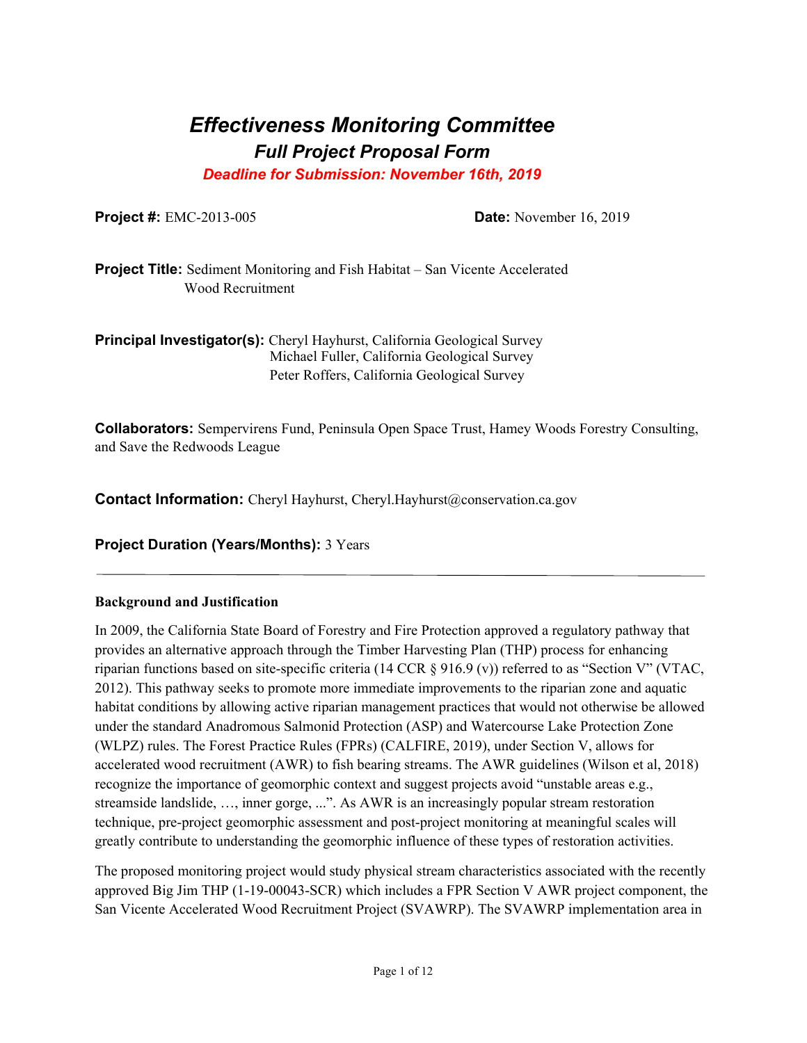# *Effectiveness Monitoring Committee*

## *Full Project Proposal Form*

***Deadline for Submission: November 16th, 2019***

**Project #:** EMC-2013-005 **Date:** November 16, 2019

**Project Title:** Sediment Monitoring and Fish Habitat – San Vicente Accelerated Wood Recruitment

**Principal Investigator(s):** Cheryl Hayhurst, California Geological Survey
Michael Fuller, California Geological Survey
Peter Roffers, California Geological Survey

**Collaborators:** Sempervirens Fund, Peninsula Open Space Trust, Hamey Woods Forestry Consulting, and Save the Redwoods League

**Contact Information:** Cheryl Hayhurst, Cheryl.Hayhurst@conservation.ca.gov

**Project Duration (Years/Months):** 3 Years

---

**Background and Justification**

In 2009, the California State Board of Forestry and Fire Protection approved a regulatory pathway that provides an alternative approach through the Timber Harvesting Plan (THP) process for enhancing riparian functions based on site-specific criteria (14 CCR § 916.9 (v)) referred to as "Section V" (VTAC, 2012). This pathway seeks to promote more immediate improvements to the riparian zone and aquatic habitat conditions by allowing active riparian management practices that would not otherwise be allowed under the standard Anadromous Salmonid Protection (ASP) and Watercourse Lake Protection Zone (WLPZ) rules. The Forest Practice Rules (FPRs) (CALFIRE, 2019), under Section V, allows for accelerated wood recruitment (AWR) to fish bearing streams. The AWR guidelines (Wilson et al, 2018) recognize the importance of geomorphic context and suggest projects avoid "unstable areas e.g., streamside landslide, …, inner gorge, ...". As AWR is an increasingly popular stream restoration technique, pre-project geomorphic assessment and post-project monitoring at meaningful scales will greatly contribute to understanding the geomorphic influence of these types of restoration activities.

The proposed monitoring project would study physical stream characteristics associated with the recently approved Big Jim THP (1-19-00043-SCR) which includes a FPR Section V AWR project component, the San Vicente Accelerated Wood Recruitment Project (SVAWRP). The SVAWRP implementation area in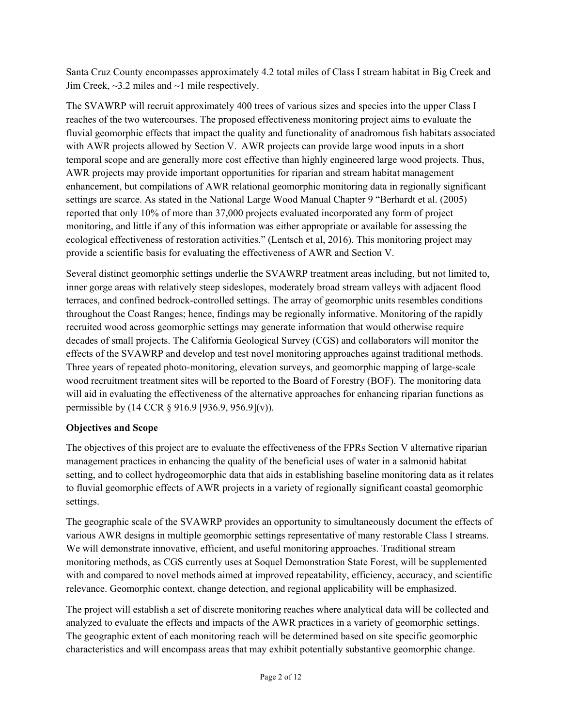Santa Cruz County encompasses approximately 4.2 total miles of Class I stream habitat in Big Creek and Jim Creek, ~3.2 miles and ~1 mile respectively.

The SVAWRP will recruit approximately 400 trees of various sizes and species into the upper Class I reaches of the two watercourses. The proposed effectiveness monitoring project aims to evaluate the fluvial geomorphic effects that impact the quality and functionality of anadromous fish habitats associated with AWR projects allowed by Section V. AWR projects can provide large wood inputs in a short temporal scope and are generally more cost effective than highly engineered large wood projects. Thus, AWR projects may provide important opportunities for riparian and stream habitat management enhancement, but compilations of AWR relational geomorphic monitoring data in regionally significant settings are scarce. As stated in the National Large Wood Manual Chapter 9 "Berhardt et al. (2005) reported that only 10% of more than 37,000 projects evaluated incorporated any form of project monitoring, and little if any of this information was either appropriate or available for assessing the ecological effectiveness of restoration activities." (Lentsch et al, 2016). This monitoring project may provide a scientific basis for evaluating the effectiveness of AWR and Section V.

Several distinct geomorphic settings underlie the SVAWRP treatment areas including, but not limited to, inner gorge areas with relatively steep sideslopes, moderately broad stream valleys with adjacent flood terraces, and confined bedrock-controlled settings. The array of geomorphic units resembles conditions throughout the Coast Ranges; hence, findings may be regionally informative. Monitoring of the rapidly recruited wood across geomorphic settings may generate information that would otherwise require decades of small projects. The California Geological Survey (CGS) and collaborators will monitor the effects of the SVAWRP and develop and test novel monitoring approaches against traditional methods. Three years of repeated photo-monitoring, elevation surveys, and geomorphic mapping of large-scale wood recruitment treatment sites will be reported to the Board of Forestry (BOF). The monitoring data will aid in evaluating the effectiveness of the alternative approaches for enhancing riparian functions as permissible by (14 CCR § 916.9 [936.9, 956.9](v)).

**Objectives and Scope**

The objectives of this project are to evaluate the effectiveness of the FPRs Section V alternative riparian management practices in enhancing the quality of the beneficial uses of water in a salmonid habitat setting, and to collect hydrogeomorphic data that aids in establishing baseline monitoring data as it relates to fluvial geomorphic effects of AWR projects in a variety of regionally significant coastal geomorphic settings.

The geographic scale of the SVAWRP provides an opportunity to simultaneously document the effects of various AWR designs in multiple geomorphic settings representative of many restorable Class I streams. We will demonstrate innovative, efficient, and useful monitoring approaches. Traditional stream monitoring methods, as CGS currently uses at Soquel Demonstration State Forest, will be supplemented with and compared to novel methods aimed at improved repeatability, efficiency, accuracy, and scientific relevance. Geomorphic context, change detection, and regional applicability will be emphasized.

The project will establish a set of discrete monitoring reaches where analytical data will be collected and analyzed to evaluate the effects and impacts of the AWR practices in a variety of geomorphic settings. The geographic extent of each monitoring reach will be determined based on site specific geomorphic characteristics and will encompass areas that may exhibit potentially substantive geomorphic change.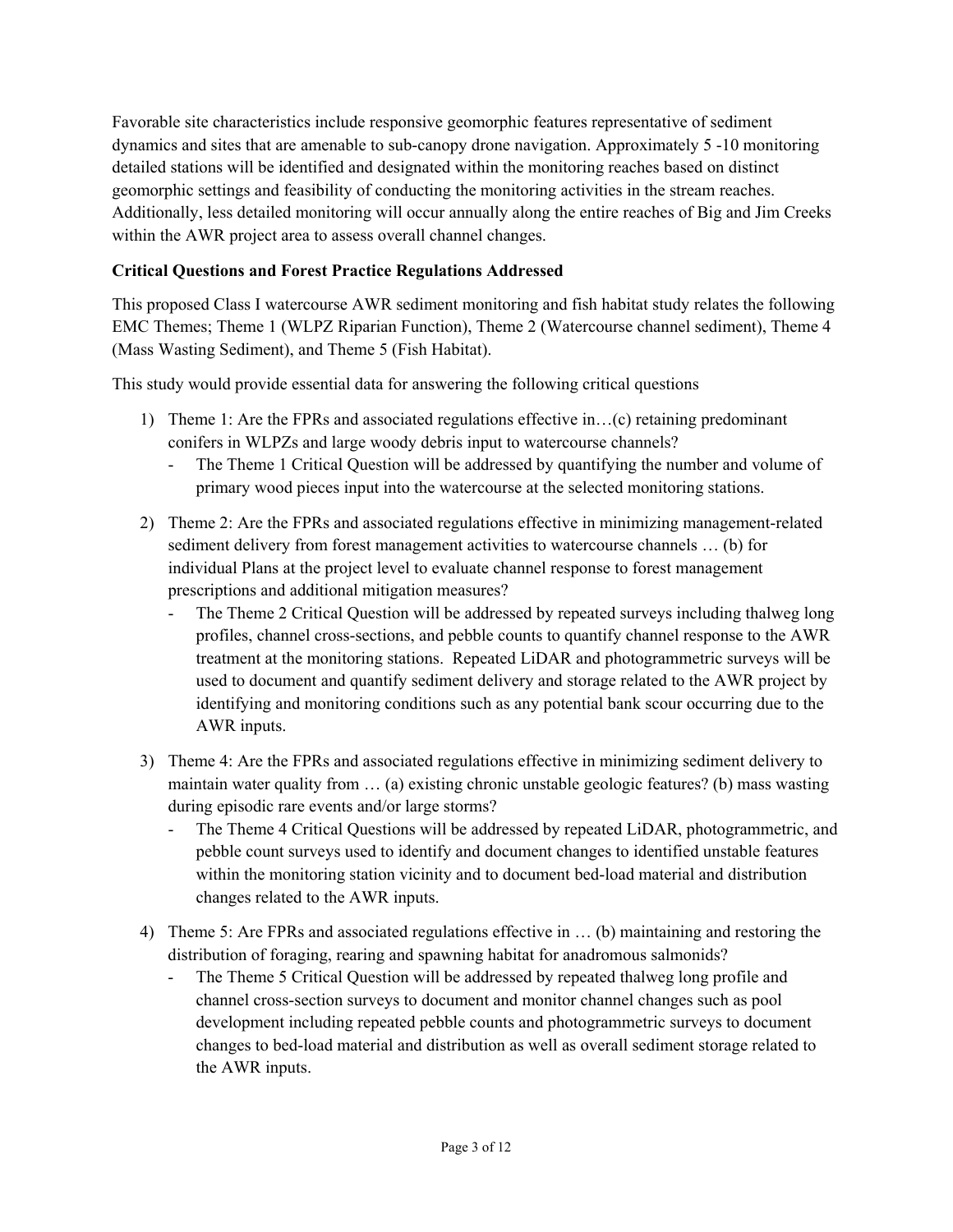Favorable site characteristics include responsive geomorphic features representative of sediment dynamics and sites that are amenable to sub-canopy drone navigation. Approximately 5 -10 monitoring detailed stations will be identified and designated within the monitoring reaches based on distinct geomorphic settings and feasibility of conducting the monitoring activities in the stream reaches. Additionally, less detailed monitoring will occur annually along the entire reaches of Big and Jim Creeks within the AWR project area to assess overall channel changes.

**Critical Questions and Forest Practice Regulations Addressed**

This proposed Class I watercourse AWR sediment monitoring and fish habitat study relates the following EMC Themes; Theme 1 (WLPZ Riparian Function), Theme 2 (Watercourse channel sediment), Theme 4 (Mass Wasting Sediment), and Theme 5 (Fish Habitat).

This study would provide essential data for answering the following critical questions

1) Theme 1: Are the FPRs and associated regulations effective in…(c) retaining predominant conifers in WLPZs and large woody debris input to watercourse channels?
   - The Theme 1 Critical Question will be addressed by quantifying the number and volume of primary wood pieces input into the watercourse at the selected monitoring stations.

2) Theme 2: Are the FPRs and associated regulations effective in minimizing management-related sediment delivery from forest management activities to watercourse channels … (b) for individual Plans at the project level to evaluate channel response to forest management prescriptions and additional mitigation measures?
   - The Theme 2 Critical Question will be addressed by repeated surveys including thalweg long profiles, channel cross-sections, and pebble counts to quantify channel response to the AWR treatment at the monitoring stations. Repeated LiDAR and photogrammetric surveys will be used to document and quantify sediment delivery and storage related to the AWR project by identifying and monitoring conditions such as any potential bank scour occurring due to the AWR inputs.

3) Theme 4: Are the FPRs and associated regulations effective in minimizing sediment delivery to maintain water quality from … (a) existing chronic unstable geologic features? (b) mass wasting during episodic rare events and/or large storms?
   - The Theme 4 Critical Questions will be addressed by repeated LiDAR, photogrammetric, and pebble count surveys used to identify and document changes to identified unstable features within the monitoring station vicinity and to document bed-load material and distribution changes related to the AWR inputs.

4) Theme 5: Are FPRs and associated regulations effective in … (b) maintaining and restoring the distribution of foraging, rearing and spawning habitat for anadromous salmonids?
   - The Theme 5 Critical Question will be addressed by repeated thalweg long profile and channel cross-section surveys to document and monitor channel changes such as pool development including repeated pebble counts and photogrammetric surveys to document changes to bed-load material and distribution as well as overall sediment storage related to the AWR inputs.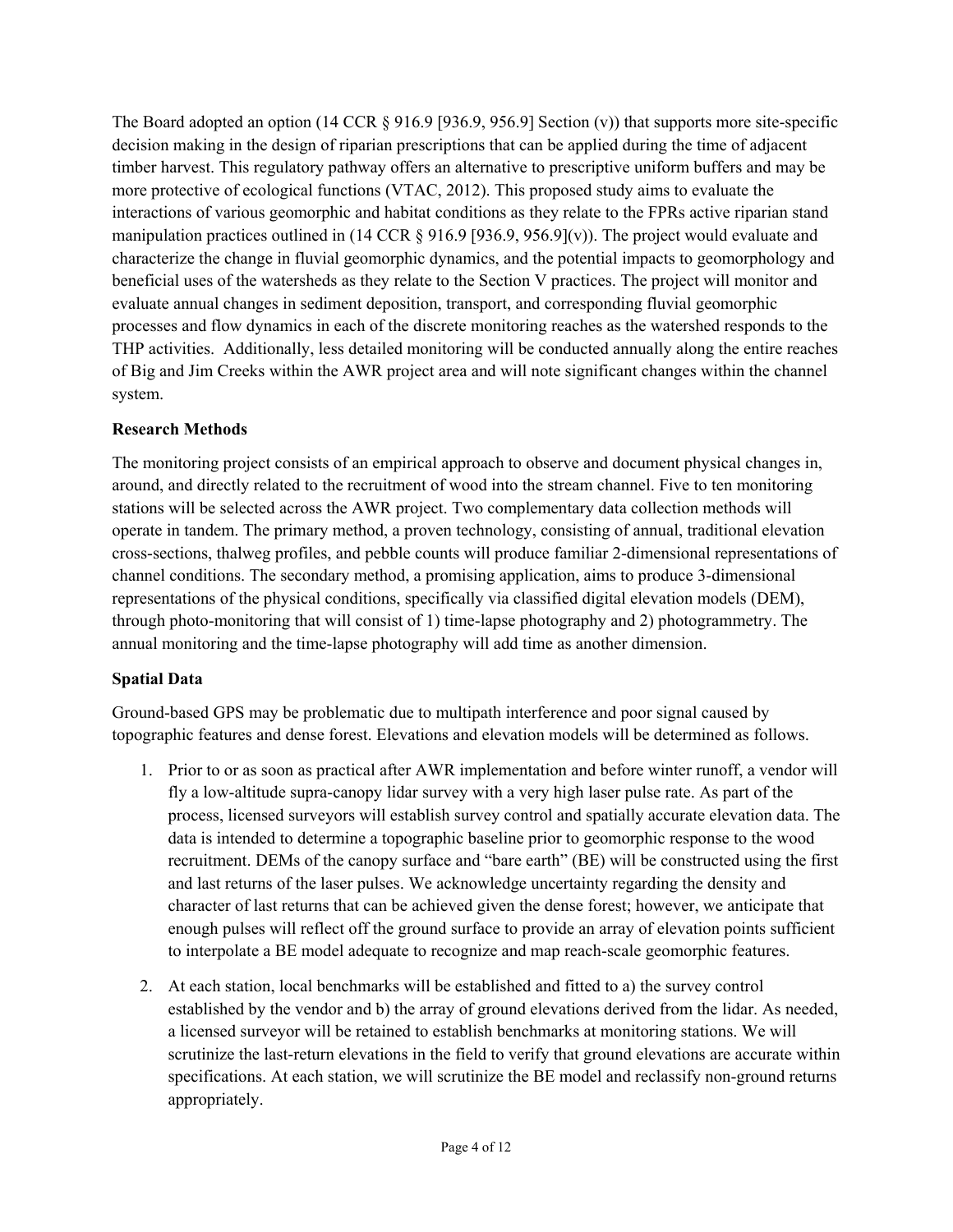The Board adopted an option (14 CCR § 916.9 [936.9, 956.9] Section (v)) that supports more site-specific decision making in the design of riparian prescriptions that can be applied during the time of adjacent timber harvest. This regulatory pathway offers an alternative to prescriptive uniform buffers and may be more protective of ecological functions (VTAC, 2012). This proposed study aims to evaluate the interactions of various geomorphic and habitat conditions as they relate to the FPRs active riparian stand manipulation practices outlined in (14 CCR § 916.9 [936.9, 956.9](v)). The project would evaluate and characterize the change in fluvial geomorphic dynamics, and the potential impacts to geomorphology and beneficial uses of the watersheds as they relate to the Section V practices. The project will monitor and evaluate annual changes in sediment deposition, transport, and corresponding fluvial geomorphic processes and flow dynamics in each of the discrete monitoring reaches as the watershed responds to the THP activities. Additionally, less detailed monitoring will be conducted annually along the entire reaches of Big and Jim Creeks within the AWR project area and will note significant changes within the channel system.

**Research Methods**

The monitoring project consists of an empirical approach to observe and document physical changes in, around, and directly related to the recruitment of wood into the stream channel. Five to ten monitoring stations will be selected across the AWR project. Two complementary data collection methods will operate in tandem. The primary method, a proven technology, consisting of annual, traditional elevation cross-sections, thalweg profiles, and pebble counts will produce familiar 2-dimensional representations of channel conditions. The secondary method, a promising application, aims to produce 3-dimensional representations of the physical conditions, specifically via classified digital elevation models (DEM), through photo-monitoring that will consist of 1) time-lapse photography and 2) photogrammetry. The annual monitoring and the time-lapse photography will add time as another dimension.

**Spatial Data**

Ground-based GPS may be problematic due to multipath interference and poor signal caused by topographic features and dense forest. Elevations and elevation models will be determined as follows.

1. Prior to or as soon as practical after AWR implementation and before winter runoff, a vendor will fly a low-altitude supra-canopy lidar survey with a very high laser pulse rate. As part of the process, licensed surveyors will establish survey control and spatially accurate elevation data. The data is intended to determine a topographic baseline prior to geomorphic response to the wood recruitment. DEMs of the canopy surface and "bare earth" (BE) will be constructed using the first and last returns of the laser pulses. We acknowledge uncertainty regarding the density and character of last returns that can be achieved given the dense forest; however, we anticipate that enough pulses will reflect off the ground surface to provide an array of elevation points sufficient to interpolate a BE model adequate to recognize and map reach-scale geomorphic features.
2. At each station, local benchmarks will be established and fitted to a) the survey control established by the vendor and b) the array of ground elevations derived from the lidar. As needed, a licensed surveyor will be retained to establish benchmarks at monitoring stations. We will scrutinize the last-return elevations in the field to verify that ground elevations are accurate within specifications. At each station, we will scrutinize the BE model and reclassify non-ground returns appropriately.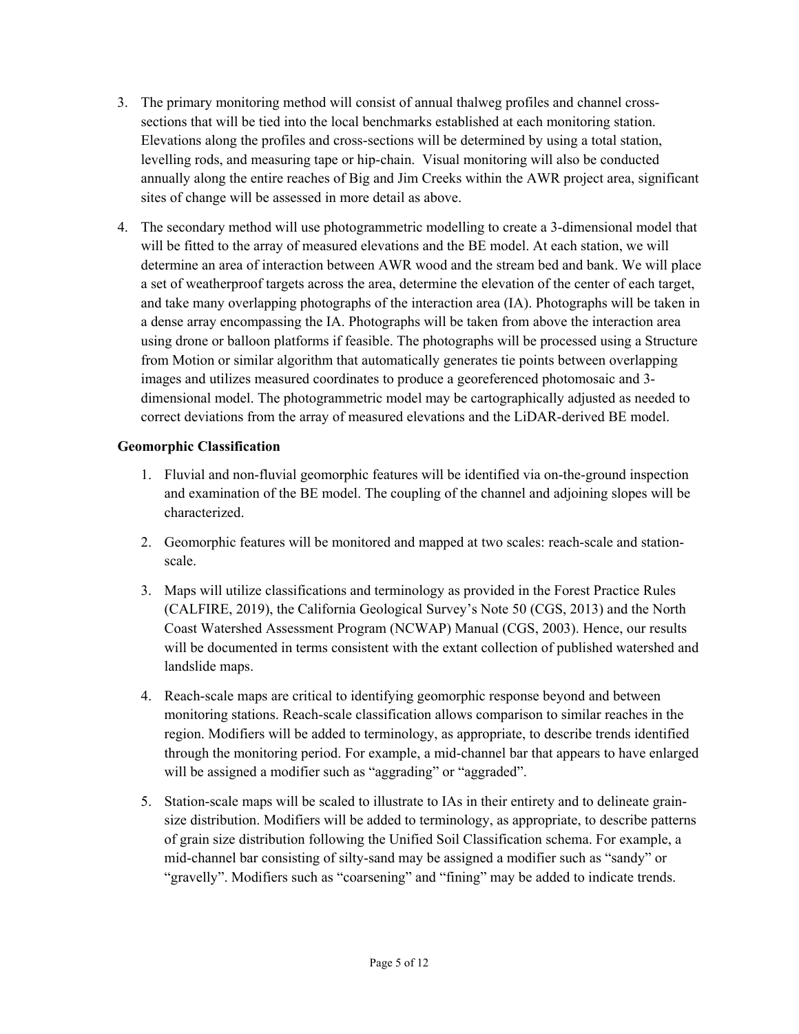3. The primary monitoring method will consist of annual thalweg profiles and channel cross-sections that will be tied into the local benchmarks established at each monitoring station. Elevations along the profiles and cross-sections will be determined by using a total station, levelling rods, and measuring tape or hip-chain. Visual monitoring will also be conducted annually along the entire reaches of Big and Jim Creeks within the AWR project area, significant sites of change will be assessed in more detail as above.

4. The secondary method will use photogrammetric modelling to create a 3-dimensional model that will be fitted to the array of measured elevations and the BE model. At each station, we will determine an area of interaction between AWR wood and the stream bed and bank. We will place a set of weatherproof targets across the area, determine the elevation of the center of each target, and take many overlapping photographs of the interaction area (IA). Photographs will be taken in a dense array encompassing the IA. Photographs will be taken from above the interaction area using drone or balloon platforms if feasible. The photographs will be processed using a Structure from Motion or similar algorithm that automatically generates tie points between overlapping images and utilizes measured coordinates to produce a georeferenced photomosaic and 3-dimensional model. The photogrammetric model may be cartographically adjusted as needed to correct deviations from the array of measured elevations and the LiDAR-derived BE model.

**Geomorphic Classification**

1. Fluvial and non-fluvial geomorphic features will be identified via on-the-ground inspection and examination of the BE model. The coupling of the channel and adjoining slopes will be characterized.

2. Geomorphic features will be monitored and mapped at two scales: reach-scale and station-scale.

3. Maps will utilize classifications and terminology as provided in the Forest Practice Rules (CALFIRE, 2019), the California Geological Survey's Note 50 (CGS, 2013) and the North Coast Watershed Assessment Program (NCWAP) Manual (CGS, 2003). Hence, our results will be documented in terms consistent with the extant collection of published watershed and landslide maps.

4. Reach-scale maps are critical to identifying geomorphic response beyond and between monitoring stations. Reach-scale classification allows comparison to similar reaches in the region. Modifiers will be added to terminology, as appropriate, to describe trends identified through the monitoring period. For example, a mid-channel bar that appears to have enlarged will be assigned a modifier such as "aggrading" or "aggraded".

5. Station-scale maps will be scaled to illustrate to IAs in their entirety and to delineate grain-size distribution. Modifiers will be added to terminology, as appropriate, to describe patterns of grain size distribution following the Unified Soil Classification schema. For example, a mid-channel bar consisting of silty-sand may be assigned a modifier such as "sandy" or "gravelly". Modifiers such as "coarsening" and "fining" may be added to indicate trends.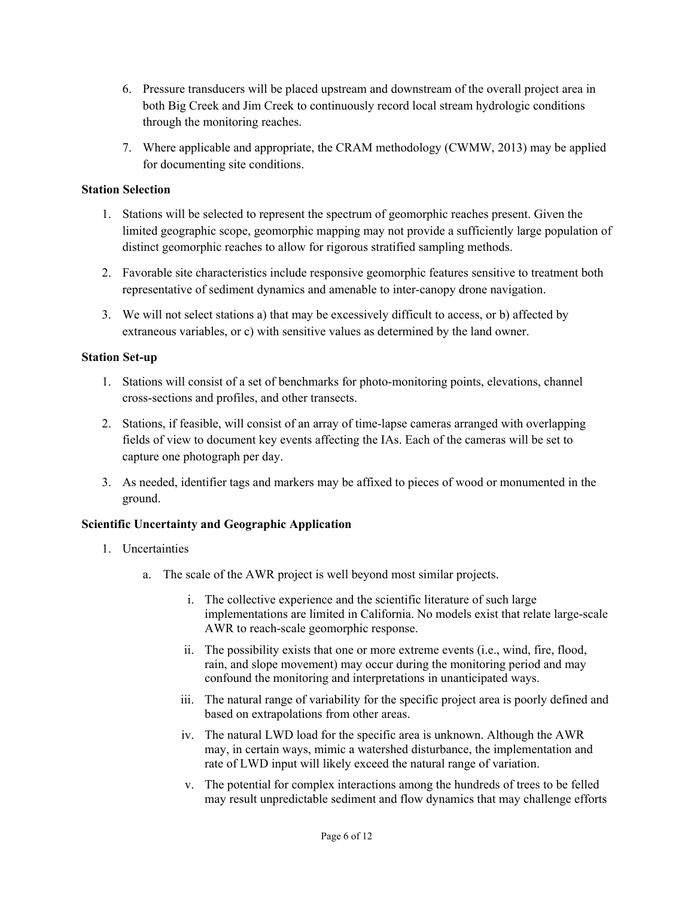6. Pressure transducers will be placed upstream and downstream of the overall project area in both Big Creek and Jim Creek to continuously record local stream hydrologic conditions through the monitoring reaches.
7. Where applicable and appropriate, the CRAM methodology (CWMW, 2013) may be applied for documenting site conditions.

**Station Selection**

1. Stations will be selected to represent the spectrum of geomorphic reaches present. Given the limited geographic scope, geomorphic mapping may not provide a sufficiently large population of distinct geomorphic reaches to allow for rigorous stratified sampling methods.
2. Favorable site characteristics include responsive geomorphic features sensitive to treatment both representative of sediment dynamics and amenable to inter-canopy drone navigation.
3. We will not select stations a) that may be excessively difficult to access, or b) affected by extraneous variables, or c) with sensitive values as determined by the land owner.

**Station Set-up**

1. Stations will consist of a set of benchmarks for photo-monitoring points, elevations, channel cross-sections and profiles, and other transects.
2. Stations, if feasible, will consist of an array of time-lapse cameras arranged with overlapping fields of view to document key events affecting the IAs. Each of the cameras will be set to capture one photograph per day.
3. As needed, identifier tags and markers may be affixed to pieces of wood or monumented in the ground.

**Scientific Uncertainty and Geographic Application**

1. Uncertainties
   a. The scale of the AWR project is well beyond most similar projects.
      i. The collective experience and the scientific literature of such large implementations are limited in California. No models exist that relate large-scale AWR to reach-scale geomorphic response.
      ii. The possibility exists that one or more extreme events (i.e., wind, fire, flood, rain, and slope movement) may occur during the monitoring period and may confound the monitoring and interpretations in unanticipated ways.
      iii. The natural range of variability for the specific project area is poorly defined and based on extrapolations from other areas.
      iv. The natural LWD load for the specific area is unknown. Although the AWR may, in certain ways, mimic a watershed disturbance, the implementation and rate of LWD input will likely exceed the natural range of variation.
      v. The potential for complex interactions among the hundreds of trees to be felled may result unpredictable sediment and flow dynamics that may challenge efforts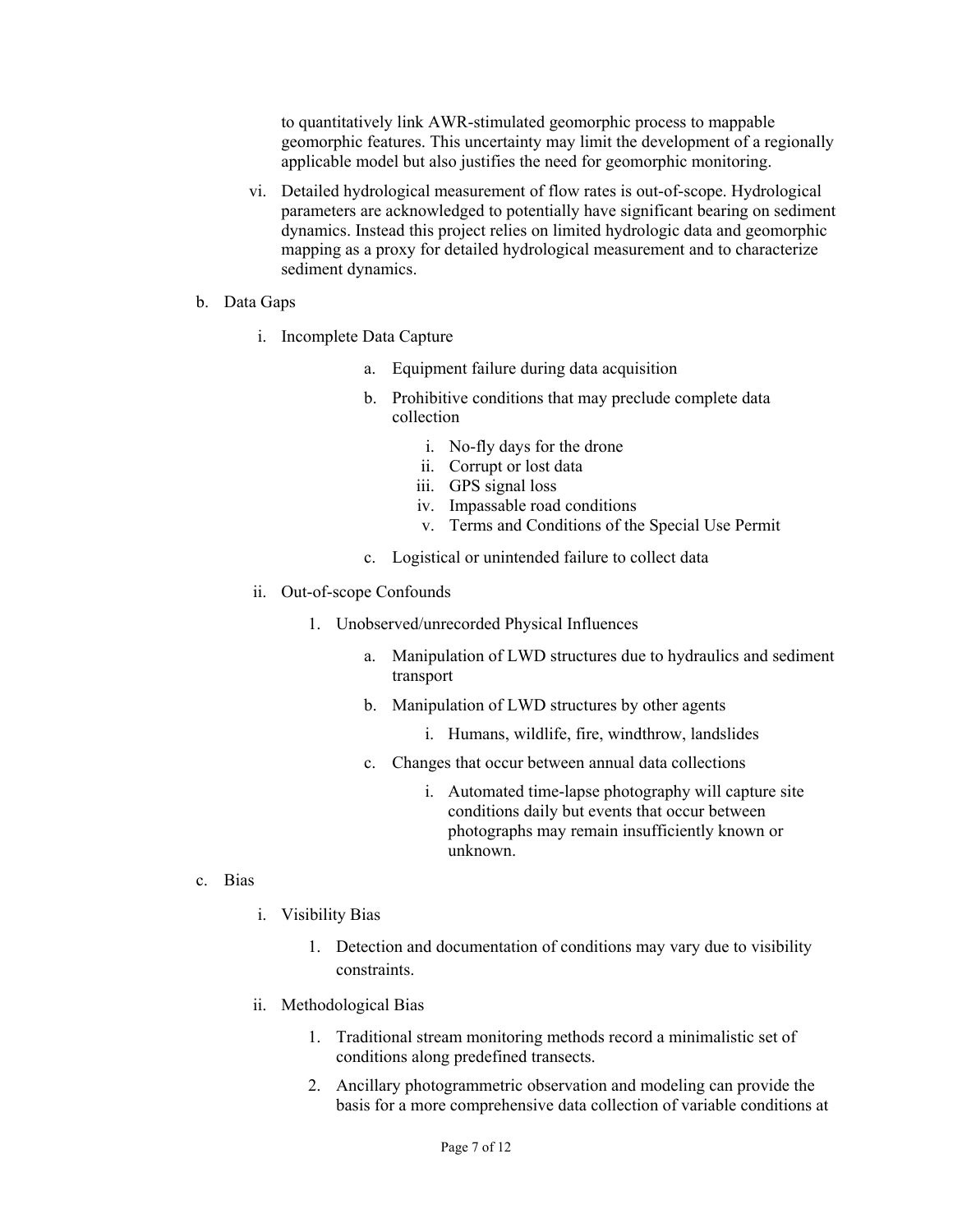to quantitatively link AWR-stimulated geomorphic process to mappable geomorphic features. This uncertainty may limit the development of a regionally applicable model but also justifies the need for geomorphic monitoring.

   vi. Detailed hydrological measurement of flow rates is out-of-scope. Hydrological parameters are acknowledged to potentially have significant bearing on sediment dynamics. Instead this project relies on limited hydrologic data and geomorphic mapping as a proxy for detailed hydrological measurement and to characterize sediment dynamics.

b. Data Gaps

   i. Incomplete Data Capture

      a. Equipment failure during data acquisition

      b. Prohibitive conditions that may preclude complete data collection

         i. No-fly days for the drone
         ii. Corrupt or lost data
         iii. GPS signal loss
         iv. Impassable road conditions
         v. Terms and Conditions of the Special Use Permit

      c. Logistical or unintended failure to collect data

   ii. Out-of-scope Confounds

      1. Unobserved/unrecorded Physical Influences

         a. Manipulation of LWD structures due to hydraulics and sediment transport

         b. Manipulation of LWD structures by other agents

            i. Humans, wildlife, fire, windthrow, landslides

         c. Changes that occur between annual data collections

            i. Automated time-lapse photography will capture site conditions daily but events that occur between photographs may remain insufficiently known or unknown.

c. Bias

   i. Visibility Bias

      1. Detection and documentation of conditions may vary due to visibility constraints.

   ii. Methodological Bias

      1. Traditional stream monitoring methods record a minimalistic set of conditions along predefined transects.

      2. Ancillary photogrammetric observation and modeling can provide the basis for a more comprehensive data collection of variable conditions at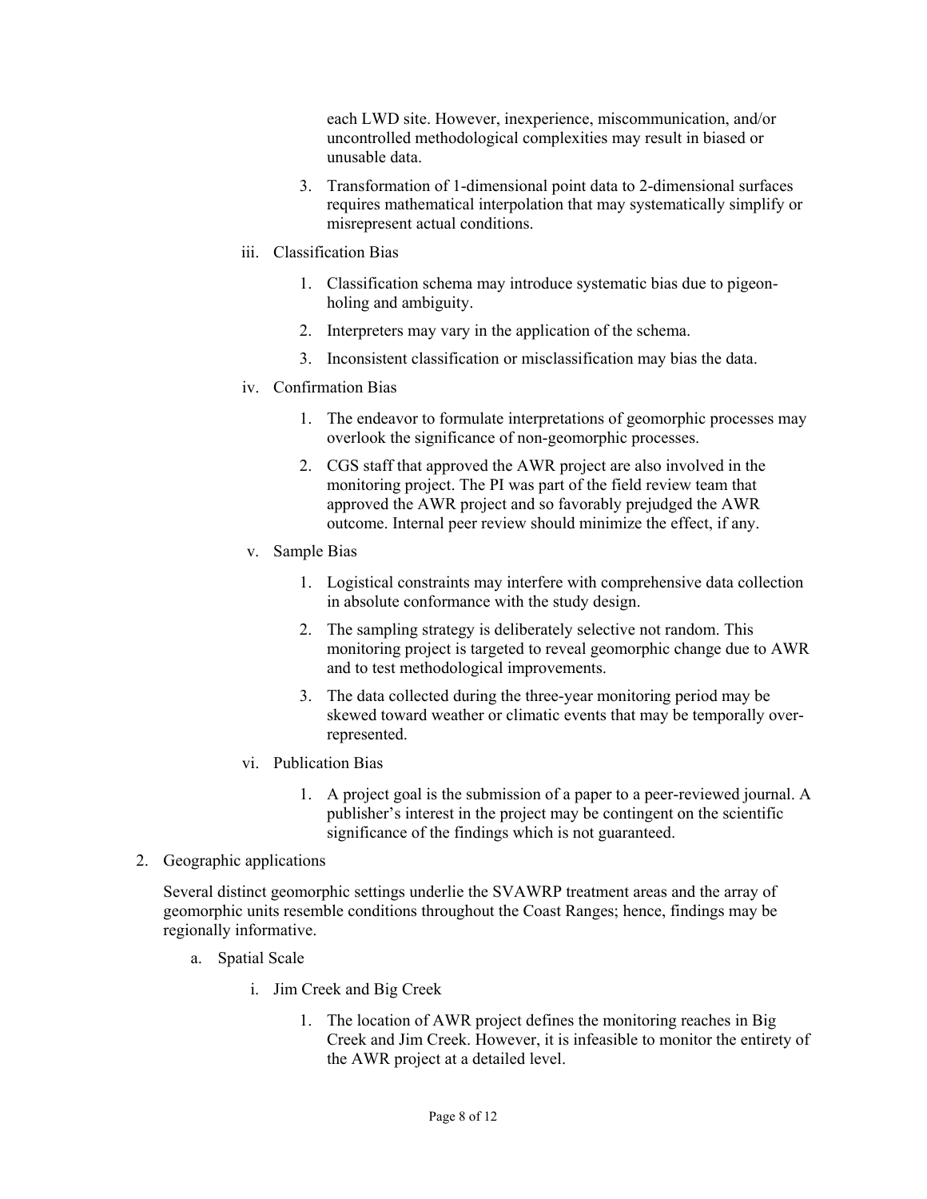each LWD site. However, inexperience, miscommunication, and/or uncontrolled methodological complexities may result in biased or unusable data.

3. Transformation of 1-dimensional point data to 2-dimensional surfaces requires mathematical interpolation that may systematically simplify or misrepresent actual conditions.

iii. Classification Bias

1. Classification schema may introduce systematic bias due to pigeon-holing and ambiguity.
2. Interpreters may vary in the application of the schema.
3. Inconsistent classification or misclassification may bias the data.

iv. Confirmation Bias

1. The endeavor to formulate interpretations of geomorphic processes may overlook the significance of non-geomorphic processes.
2. CGS staff that approved the AWR project are also involved in the monitoring project. The PI was part of the field review team that approved the AWR project and so favorably prejudged the AWR outcome. Internal peer review should minimize the effect, if any.

v. Sample Bias

1. Logistical constraints may interfere with comprehensive data collection in absolute conformance with the study design.
2. The sampling strategy is deliberately selective not random. This monitoring project is targeted to reveal geomorphic change due to AWR and to test methodological improvements.
3. The data collected during the three-year monitoring period may be skewed toward weather or climatic events that may be temporally over-represented.

vi. Publication Bias

1. A project goal is the submission of a paper to a peer-reviewed journal. A publisher's interest in the project may be contingent on the scientific significance of the findings which is not guaranteed.

2. Geographic applications

Several distinct geomorphic settings underlie the SVAWRP treatment areas and the array of geomorphic units resemble conditions throughout the Coast Ranges; hence, findings may be regionally informative.

a. Spatial Scale

i. Jim Creek and Big Creek

1. The location of AWR project defines the monitoring reaches in Big Creek and Jim Creek. However, it is infeasible to monitor the entirety of the AWR project at a detailed level.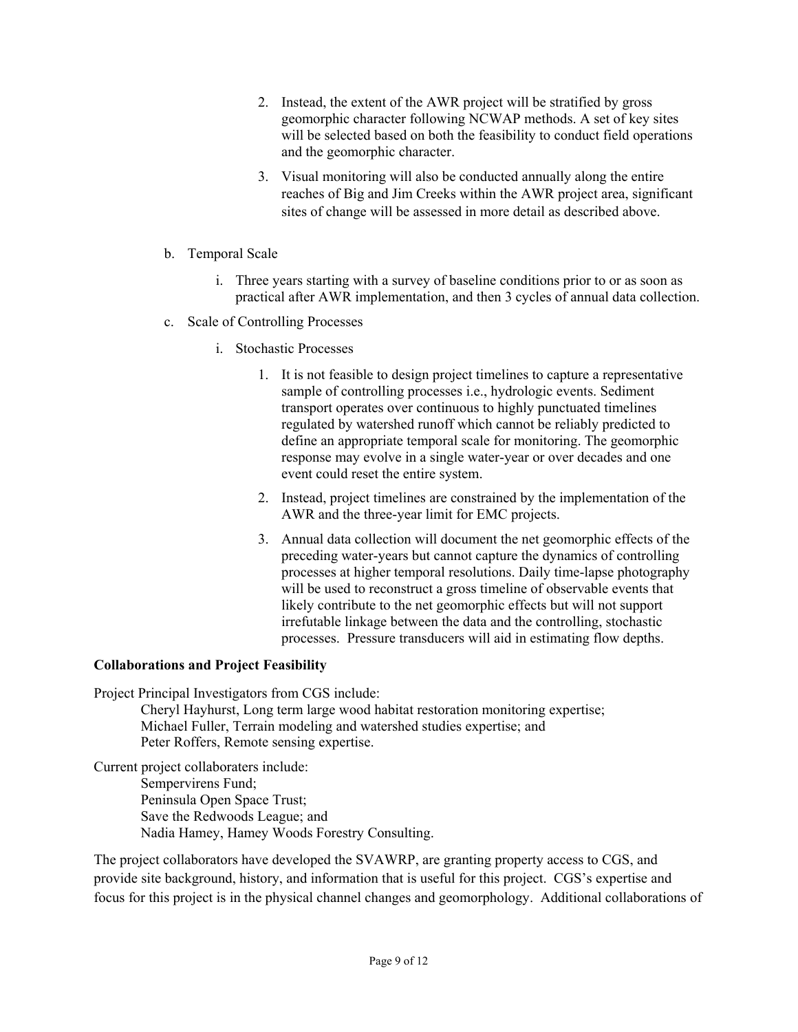2. Instead, the extent of the AWR project will be stratified by gross geomorphic character following NCWAP methods. A set of key sites will be selected based on both the feasibility to conduct field operations and the geomorphic character.

3. Visual monitoring will also be conducted annually along the entire reaches of Big and Jim Creeks within the AWR project area, significant sites of change will be assessed in more detail as described above.

b. Temporal Scale

   i. Three years starting with a survey of baseline conditions prior to or as soon as practical after AWR implementation, and then 3 cycles of annual data collection.

c. Scale of Controlling Processes

   i. Stochastic Processes

      1. It is not feasible to design project timelines to capture a representative sample of controlling processes i.e., hydrologic events. Sediment transport operates over continuous to highly punctuated timelines regulated by watershed runoff which cannot be reliably predicted to define an appropriate temporal scale for monitoring. The geomorphic response may evolve in a single water-year or over decades and one event could reset the entire system.

      2. Instead, project timelines are constrained by the implementation of the AWR and the three-year limit for EMC projects.

      3. Annual data collection will document the net geomorphic effects of the preceding water-years but cannot capture the dynamics of controlling processes at higher temporal resolutions. Daily time-lapse photography will be used to reconstruct a gross timeline of observable events that likely contribute to the net geomorphic effects but will not support irrefutable linkage between the data and the controlling, stochastic processes. Pressure transducers will aid in estimating flow depths.

**Collaborations and Project Feasibility**

Project Principal Investigators from CGS include:

Cheryl Hayhurst, Long term large wood habitat restoration monitoring expertise;
Michael Fuller, Terrain modeling and watershed studies expertise; and
Peter Roffers, Remote sensing expertise.

Current project collaboraters include:

Sempervirens Fund;
Peninsula Open Space Trust;
Save the Redwoods League; and
Nadia Hamey, Hamey Woods Forestry Consulting.

The project collaborators have developed the SVAWRP, are granting property access to CGS, and provide site background, history, and information that is useful for this project. CGS's expertise and focus for this project is in the physical channel changes and geomorphology. Additional collaborations of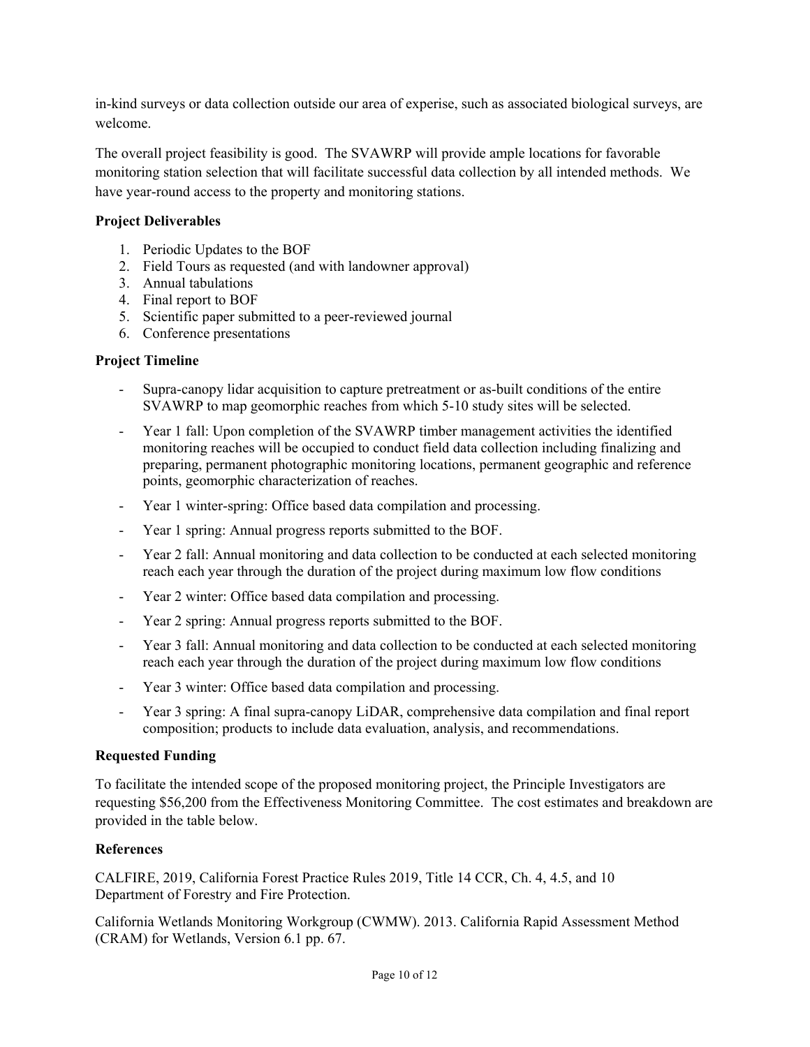in-kind surveys or data collection outside our area of experise, such as associated biological surveys, are welcome.

The overall project feasibility is good. The SVAWRP will provide ample locations for favorable monitoring station selection that will facilitate successful data collection by all intended methods. We have year-round access to the property and monitoring stations.

**Project Deliverables**

1. Periodic Updates to the BOF
2. Field Tours as requested (and with landowner approval)
3. Annual tabulations
4. Final report to BOF
5. Scientific paper submitted to a peer-reviewed journal
6. Conference presentations

**Project Timeline**

- Supra-canopy lidar acquisition to capture pretreatment or as-built conditions of the entire SVAWRP to map geomorphic reaches from which 5-10 study sites will be selected.
- Year 1 fall: Upon completion of the SVAWRP timber management activities the identified monitoring reaches will be occupied to conduct field data collection including finalizing and preparing, permanent photographic monitoring locations, permanent geographic and reference points, geomorphic characterization of reaches.
- Year 1 winter-spring: Office based data compilation and processing.
- Year 1 spring: Annual progress reports submitted to the BOF.
- Year 2 fall: Annual monitoring and data collection to be conducted at each selected monitoring reach each year through the duration of the project during maximum low flow conditions
- Year 2 winter: Office based data compilation and processing.
- Year 2 spring: Annual progress reports submitted to the BOF.
- Year 3 fall: Annual monitoring and data collection to be conducted at each selected monitoring reach each year through the duration of the project during maximum low flow conditions
- Year 3 winter: Office based data compilation and processing.
- Year 3 spring: A final supra-canopy LiDAR, comprehensive data compilation and final report composition; products to include data evaluation, analysis, and recommendations.

**Requested Funding**

To facilitate the intended scope of the proposed monitoring project, the Principle Investigators are requesting $56,200 from the Effectiveness Monitoring Committee. The cost estimates and breakdown are provided in the table below.

**References**

CALFIRE, 2019, California Forest Practice Rules 2019, Title 14 CCR, Ch. 4, 4.5, and 10 Department of Forestry and Fire Protection.

California Wetlands Monitoring Workgroup (CWMW). 2013. California Rapid Assessment Method (CRAM) for Wetlands, Version 6.1 pp. 67.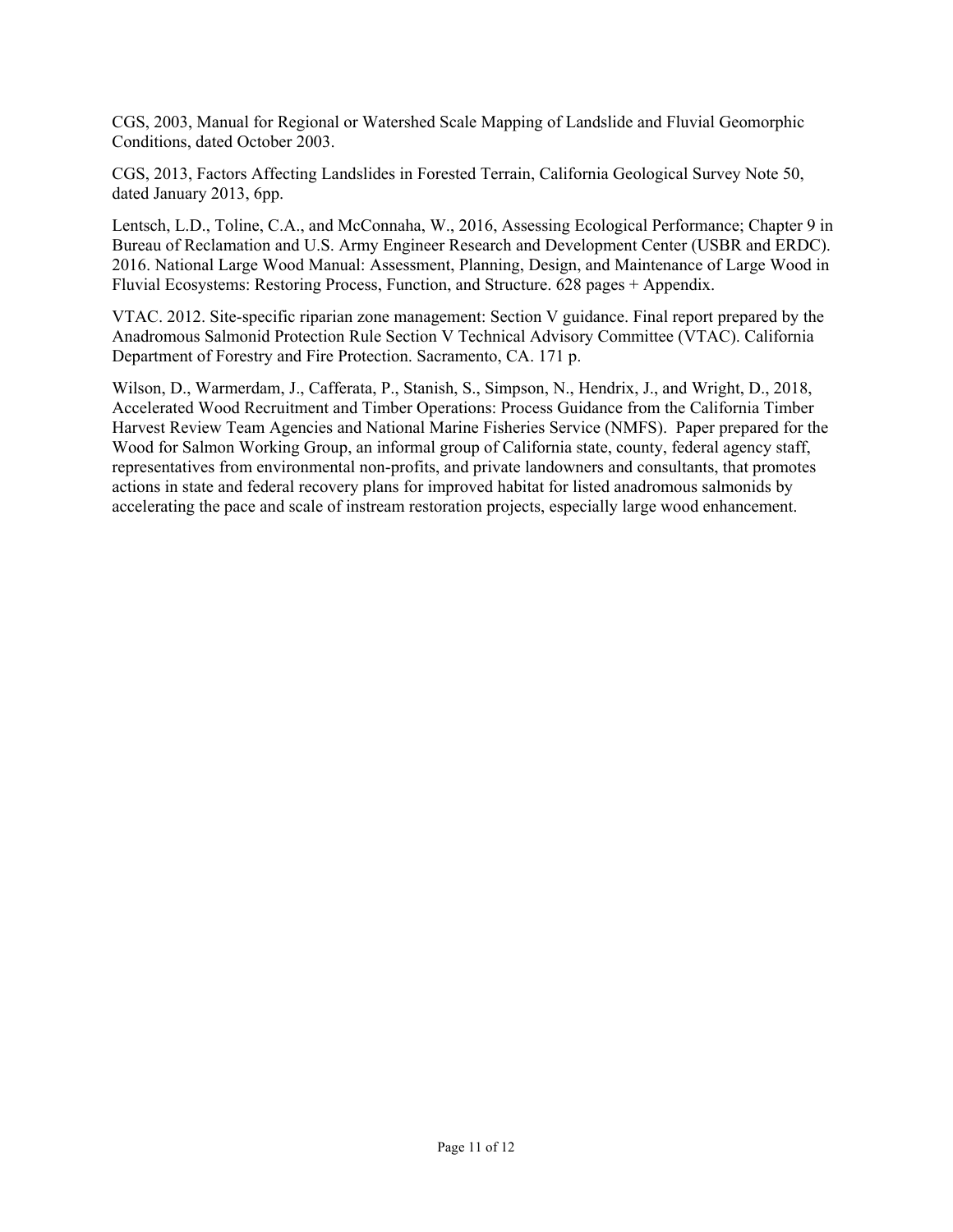CGS, 2003, Manual for Regional or Watershed Scale Mapping of Landslide and Fluvial Geomorphic Conditions, dated October 2003.

CGS, 2013, Factors Affecting Landslides in Forested Terrain, California Geological Survey Note 50, dated January 2013, 6pp.

Lentsch, L.D., Toline, C.A., and McConnaha, W., 2016, Assessing Ecological Performance; Chapter 9 in Bureau of Reclamation and U.S. Army Engineer Research and Development Center (USBR and ERDC). 2016. National Large Wood Manual: Assessment, Planning, Design, and Maintenance of Large Wood in Fluvial Ecosystems: Restoring Process, Function, and Structure. 628 pages + Appendix.

VTAC. 2012. Site-specific riparian zone management: Section V guidance. Final report prepared by the Anadromous Salmonid Protection Rule Section V Technical Advisory Committee (VTAC). California Department of Forestry and Fire Protection. Sacramento, CA. 171 p.

Wilson, D., Warmerdam, J., Cafferata, P., Stanish, S., Simpson, N., Hendrix, J., and Wright, D., 2018, Accelerated Wood Recruitment and Timber Operations: Process Guidance from the California Timber Harvest Review Team Agencies and National Marine Fisheries Service (NMFS). Paper prepared for the Wood for Salmon Working Group, an informal group of California state, county, federal agency staff, representatives from environmental non-profits, and private landowners and consultants, that promotes actions in state and federal recovery plans for improved habitat for listed anadromous salmonids by accelerating the pace and scale of instream restoration projects, especially large wood enhancement.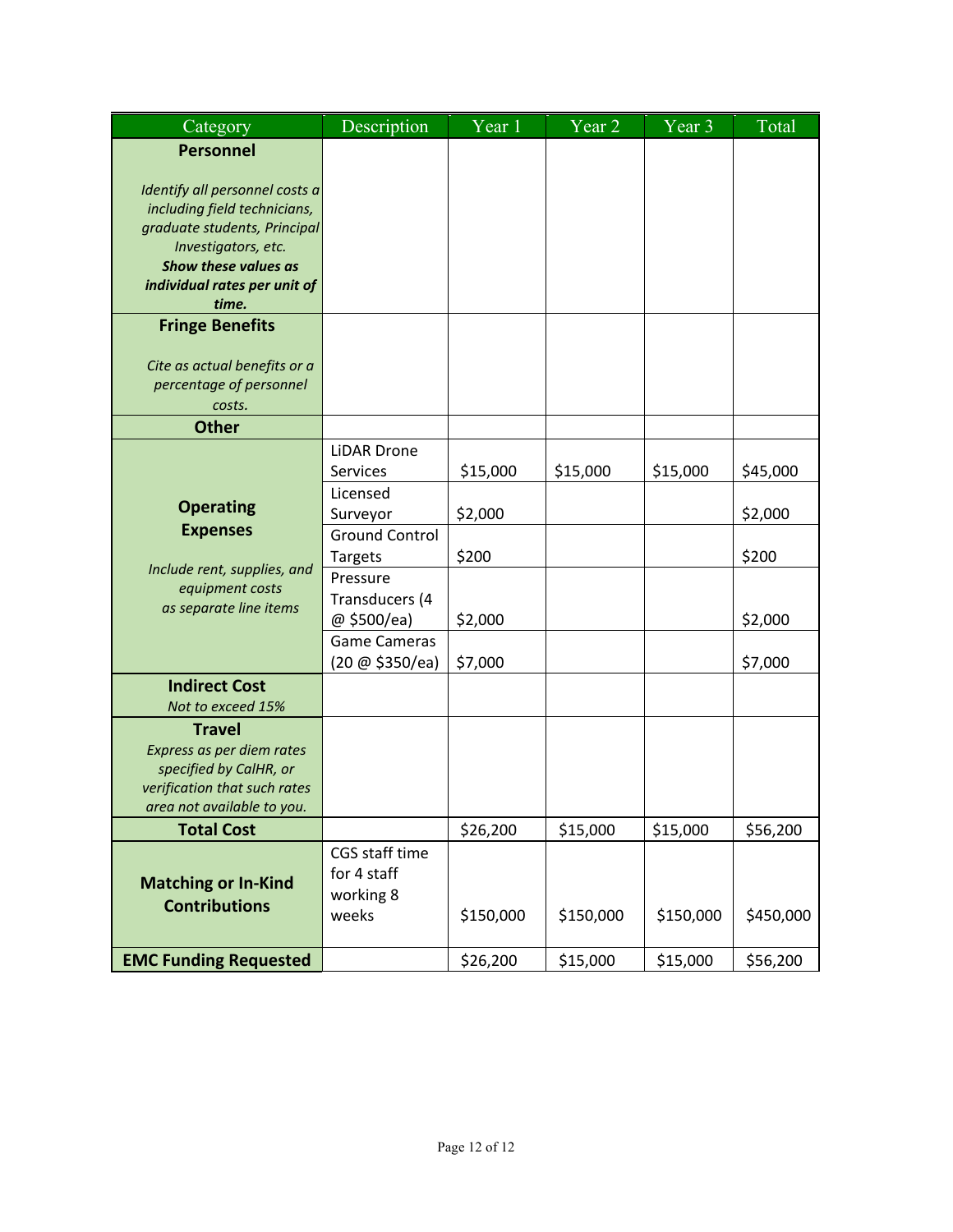| Category | Description | Year 1 | Year 2 | Year 3 | Total |
|---|---|---|---|---|---|
| **Personnel**<br><br>*Identify all personnel costs a including field technicians, graduate students, Principal Investigators, etc.* ***Show these values as individual rates per unit of time.*** | | | | | |
| **Fringe Benefits**<br><br>*Cite as actual benefits or a percentage of personnel costs.* | | | | | |
| **Other** | | | | | |
| **Operating Expenses**<br><br>*Include rent, supplies, and equipment costs as separate line items* | LiDAR Drone Services | $15,000 | $15,000 | $15,000 | $45,000 |
| | Licensed Surveyor | $2,000 | | | $2,000 |
| | Ground Control Targets | $200 | | | $200 |
| | Pressure Transducers (4 @ $500/ea) | $2,000 | | | $2,000 |
| | Game Cameras (20 @ $350/ea) | $7,000 | | | $7,000 |
| **Indirect Cost**<br>*Not to exceed 15%* | | | | | |
| **Travel**<br>*Express as per diem rates specified by CalHR, or verification that such rates area not available to you.* | | | | | |
| **Total Cost** | | $26,200 | $15,000 | $15,000 | $56,200 |
| **Matching or In-Kind Contributions** | CGS staff time for 4 staff working 8 weeks | $150,000 | $150,000 | $150,000 | $450,000 |
| **EMC Funding Requested** | | $26,200 | $15,000 | $15,000 | $56,200 |